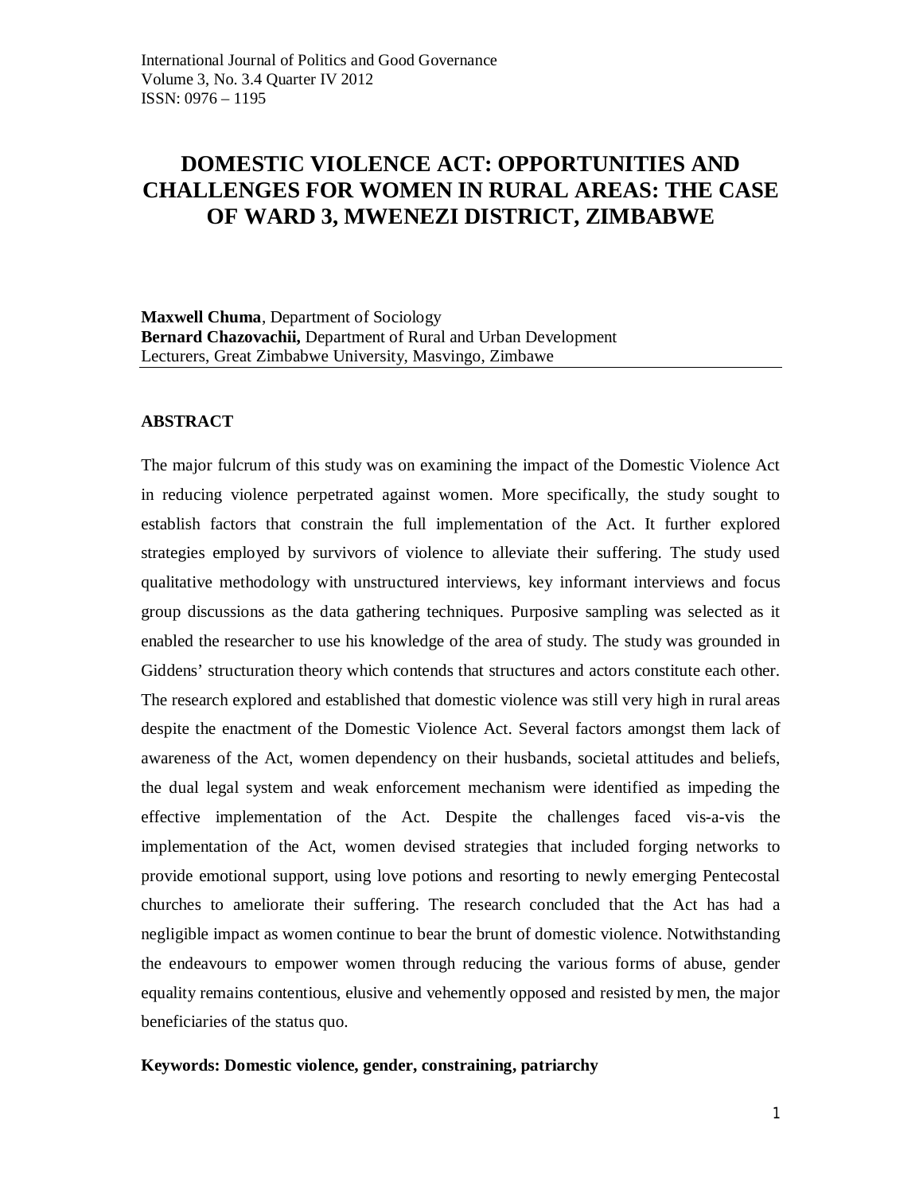# DOMESTIC VIOLENCE ACT: OPPORTUNITIES AND CHALLENGES FOR WOMEN IN RURAL AREAS: THE CASE OF WARD 3, MWENEZI DISTRICT, ZIMBABWE

**Maxwell Chuma**, Department of Sociology
**Bernard Chazovachii,** Department of Rural and Urban Development
Lecturers, Great Zimbabwe University, Masvingo, Zimbawe

## ABSTRACT

The major fulcrum of this study was on examining the impact of the Domestic Violence Act in reducing violence perpetrated against women. More specifically, the study sought to establish factors that constrain the full implementation of the Act. It further explored strategies employed by survivors of violence to alleviate their suffering. The study used qualitative methodology with unstructured interviews, key informant interviews and focus group discussions as the data gathering techniques. Purposive sampling was selected as it enabled the researcher to use his knowledge of the area of study. The study was grounded in Giddens' structuration theory which contends that structures and actors constitute each other. The research explored and established that domestic violence was still very high in rural areas despite the enactment of the Domestic Violence Act. Several factors amongst them lack of awareness of the Act, women dependency on their husbands, societal attitudes and beliefs, the dual legal system and weak enforcement mechanism were identified as impeding the effective implementation of the Act. Despite the challenges faced vis-a-vis the implementation of the Act, women devised strategies that included forging networks to provide emotional support, using love potions and resorting to newly emerging Pentecostal churches to ameliorate their suffering. The research concluded that the Act has had a negligible impact as women continue to bear the brunt of domestic violence. Notwithstanding the endeavours to empower women through reducing the various forms of abuse, gender equality remains contentious, elusive and vehemently opposed and resisted by men, the major beneficiaries of the status quo.

**Keywords: Domestic violence, gender, constraining, patriarchy**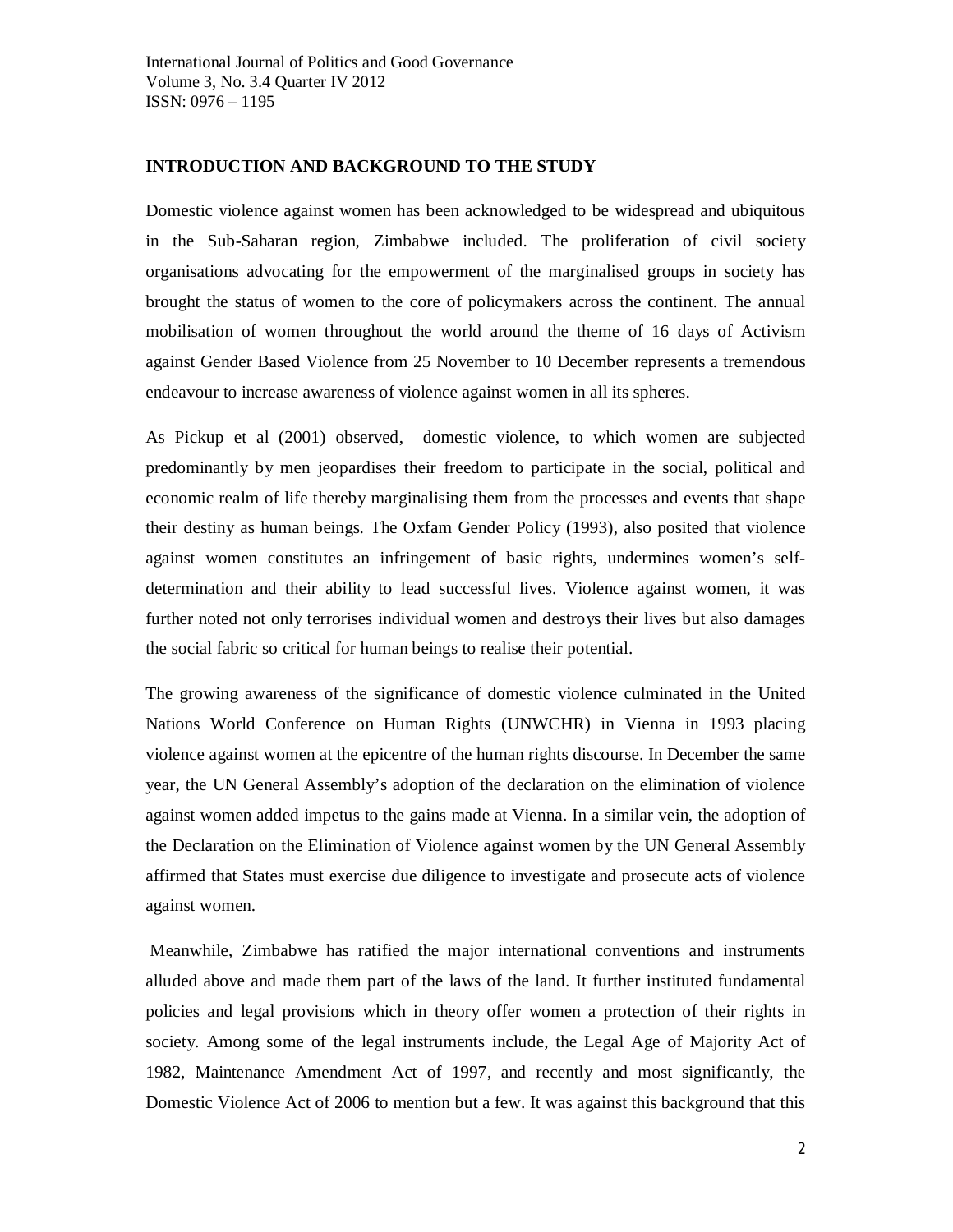## INTRODUCTION AND BACKGROUND TO THE STUDY

Domestic violence against women has been acknowledged to be widespread and ubiquitous in the Sub-Saharan region, Zimbabwe included. The proliferation of civil society organisations advocating for the empowerment of the marginalised groups in society has brought the status of women to the core of policymakers across the continent. The annual mobilisation of women throughout the world around the theme of 16 days of Activism against Gender Based Violence from 25 November to 10 December represents a tremendous endeavour to increase awareness of violence against women in all its spheres.

As Pickup et al (2001) observed, domestic violence, to which women are subjected predominantly by men jeopardises their freedom to participate in the social, political and economic realm of life thereby marginalising them from the processes and events that shape their destiny as human beings. The Oxfam Gender Policy (1993), also posited that violence against women constitutes an infringement of basic rights, undermines women's self-determination and their ability to lead successful lives. Violence against women, it was further noted not only terrorises individual women and destroys their lives but also damages the social fabric so critical for human beings to realise their potential.

The growing awareness of the significance of domestic violence culminated in the United Nations World Conference on Human Rights (UNWCHR) in Vienna in 1993 placing violence against women at the epicentre of the human rights discourse. In December the same year, the UN General Assembly's adoption of the declaration on the elimination of violence against women added impetus to the gains made at Vienna. In a similar vein, the adoption of the Declaration on the Elimination of Violence against women by the UN General Assembly affirmed that States must exercise due diligence to investigate and prosecute acts of violence against women.

Meanwhile, Zimbabwe has ratified the major international conventions and instruments alluded above and made them part of the laws of the land. It further instituted fundamental policies and legal provisions which in theory offer women a protection of their rights in society. Among some of the legal instruments include, the Legal Age of Majority Act of 1982, Maintenance Amendment Act of 1997, and recently and most significantly, the Domestic Violence Act of 2006 to mention but a few. It was against this background that this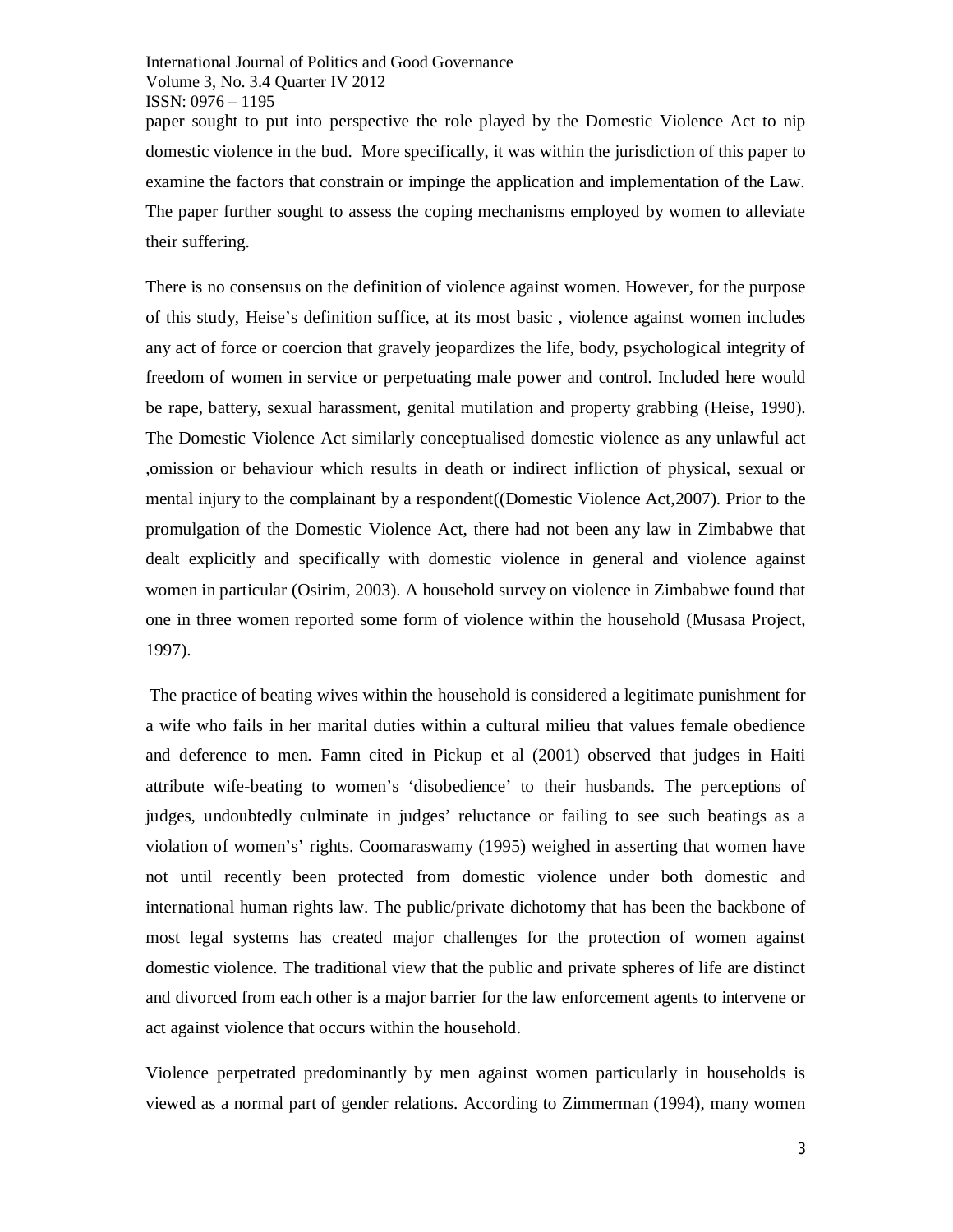paper sought to put into perspective the role played by the Domestic Violence Act to nip domestic violence in the bud. More specifically, it was within the jurisdiction of this paper to examine the factors that constrain or impinge the application and implementation of the Law. The paper further sought to assess the coping mechanisms employed by women to alleviate their suffering.

There is no consensus on the definition of violence against women. However, for the purpose of this study, Heise's definition suffice, at its most basic , violence against women includes any act of force or coercion that gravely jeopardizes the life, body, psychological integrity of freedom of women in service or perpetuating male power and control. Included here would be rape, battery, sexual harassment, genital mutilation and property grabbing (Heise, 1990). The Domestic Violence Act similarly conceptualised domestic violence as any unlawful act ,omission or behaviour which results in death or indirect infliction of physical, sexual or mental injury to the complainant by a respondent((Domestic Violence Act,2007). Prior to the promulgation of the Domestic Violence Act, there had not been any law in Zimbabwe that dealt explicitly and specifically with domestic violence in general and violence against women in particular (Osirim, 2003). A household survey on violence in Zimbabwe found that one in three women reported some form of violence within the household (Musasa Project, 1997).

The practice of beating wives within the household is considered a legitimate punishment for a wife who fails in her marital duties within a cultural milieu that values female obedience and deference to men. Famn cited in Pickup et al (2001) observed that judges in Haiti attribute wife-beating to women's 'disobedience' to their husbands. The perceptions of judges, undoubtedly culminate in judges' reluctance or failing to see such beatings as a violation of women's' rights. Coomaraswamy (1995) weighed in asserting that women have not until recently been protected from domestic violence under both domestic and international human rights law. The public/private dichotomy that has been the backbone of most legal systems has created major challenges for the protection of women against domestic violence. The traditional view that the public and private spheres of life are distinct and divorced from each other is a major barrier for the law enforcement agents to intervene or act against violence that occurs within the household.

Violence perpetrated predominantly by men against women particularly in households is viewed as a normal part of gender relations. According to Zimmerman (1994), many women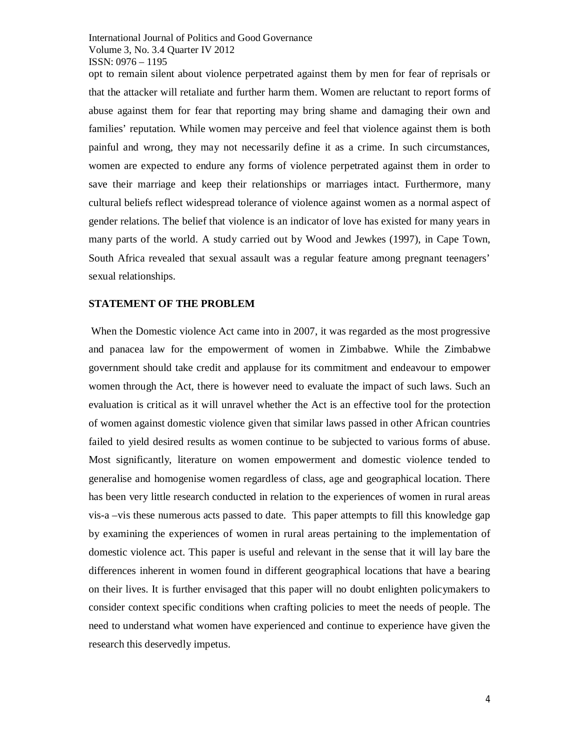opt to remain silent about violence perpetrated against them by men for fear of reprisals or that the attacker will retaliate and further harm them. Women are reluctant to report forms of abuse against them for fear that reporting may bring shame and damaging their own and families' reputation. While women may perceive and feel that violence against them is both painful and wrong, they may not necessarily define it as a crime. In such circumstances, women are expected to endure any forms of violence perpetrated against them in order to save their marriage and keep their relationships or marriages intact. Furthermore, many cultural beliefs reflect widespread tolerance of violence against women as a normal aspect of gender relations. The belief that violence is an indicator of love has existed for many years in many parts of the world. A study carried out by Wood and Jewkes (1997), in Cape Town, South Africa revealed that sexual assault was a regular feature among pregnant teenagers' sexual relationships.

## STATEMENT OF THE PROBLEM

When the Domestic violence Act came into in 2007, it was regarded as the most progressive and panacea law for the empowerment of women in Zimbabwe. While the Zimbabwe government should take credit and applause for its commitment and endeavour to empower women through the Act, there is however need to evaluate the impact of such laws. Such an evaluation is critical as it will unravel whether the Act is an effective tool for the protection of women against domestic violence given that similar laws passed in other African countries failed to yield desired results as women continue to be subjected to various forms of abuse. Most significantly, literature on women empowerment and domestic violence tended to generalise and homogenise women regardless of class, age and geographical location. There has been very little research conducted in relation to the experiences of women in rural areas vis-a –vis these numerous acts passed to date. This paper attempts to fill this knowledge gap by examining the experiences of women in rural areas pertaining to the implementation of domestic violence act. This paper is useful and relevant in the sense that it will lay bare the differences inherent in women found in different geographical locations that have a bearing on their lives. It is further envisaged that this paper will no doubt enlighten policymakers to consider context specific conditions when crafting policies to meet the needs of people. The need to understand what women have experienced and continue to experience have given the research this deservedly impetus.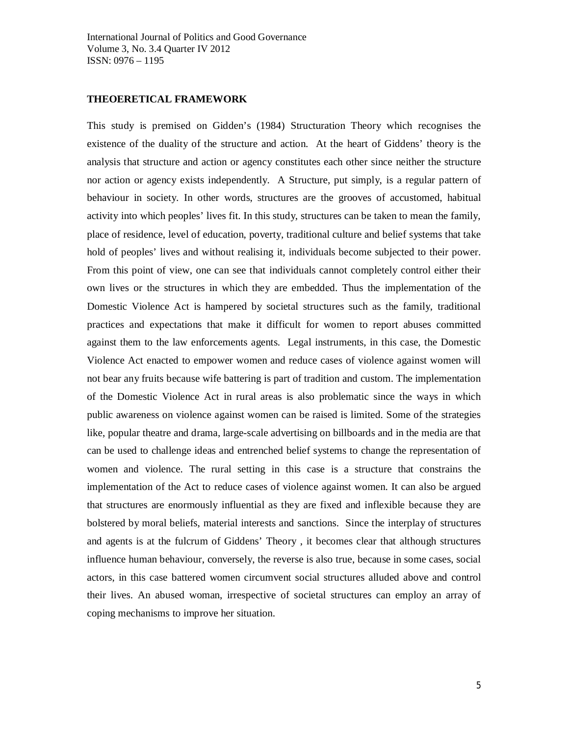## THEOERETICAL FRAMEWORK

This study is premised on Gidden's (1984) Structuration Theory which recognises the existence of the duality of the structure and action. At the heart of Giddens' theory is the analysis that structure and action or agency constitutes each other since neither the structure nor action or agency exists independently. A Structure, put simply, is a regular pattern of behaviour in society. In other words, structures are the grooves of accustomed, habitual activity into which peoples' lives fit. In this study, structures can be taken to mean the family, place of residence, level of education, poverty, traditional culture and belief systems that take hold of peoples' lives and without realising it, individuals become subjected to their power. From this point of view, one can see that individuals cannot completely control either their own lives or the structures in which they are embedded. Thus the implementation of the Domestic Violence Act is hampered by societal structures such as the family, traditional practices and expectations that make it difficult for women to report abuses committed against them to the law enforcements agents. Legal instruments, in this case, the Domestic Violence Act enacted to empower women and reduce cases of violence against women will not bear any fruits because wife battering is part of tradition and custom. The implementation of the Domestic Violence Act in rural areas is also problematic since the ways in which public awareness on violence against women can be raised is limited. Some of the strategies like, popular theatre and drama, large-scale advertising on billboards and in the media are that can be used to challenge ideas and entrenched belief systems to change the representation of women and violence. The rural setting in this case is a structure that constrains the implementation of the Act to reduce cases of violence against women. It can also be argued that structures are enormously influential as they are fixed and inflexible because they are bolstered by moral beliefs, material interests and sanctions. Since the interplay of structures and agents is at the fulcrum of Giddens' Theory , it becomes clear that although structures influence human behaviour, conversely, the reverse is also true, because in some cases, social actors, in this case battered women circumvent social structures alluded above and control their lives. An abused woman, irrespective of societal structures can employ an array of coping mechanisms to improve her situation.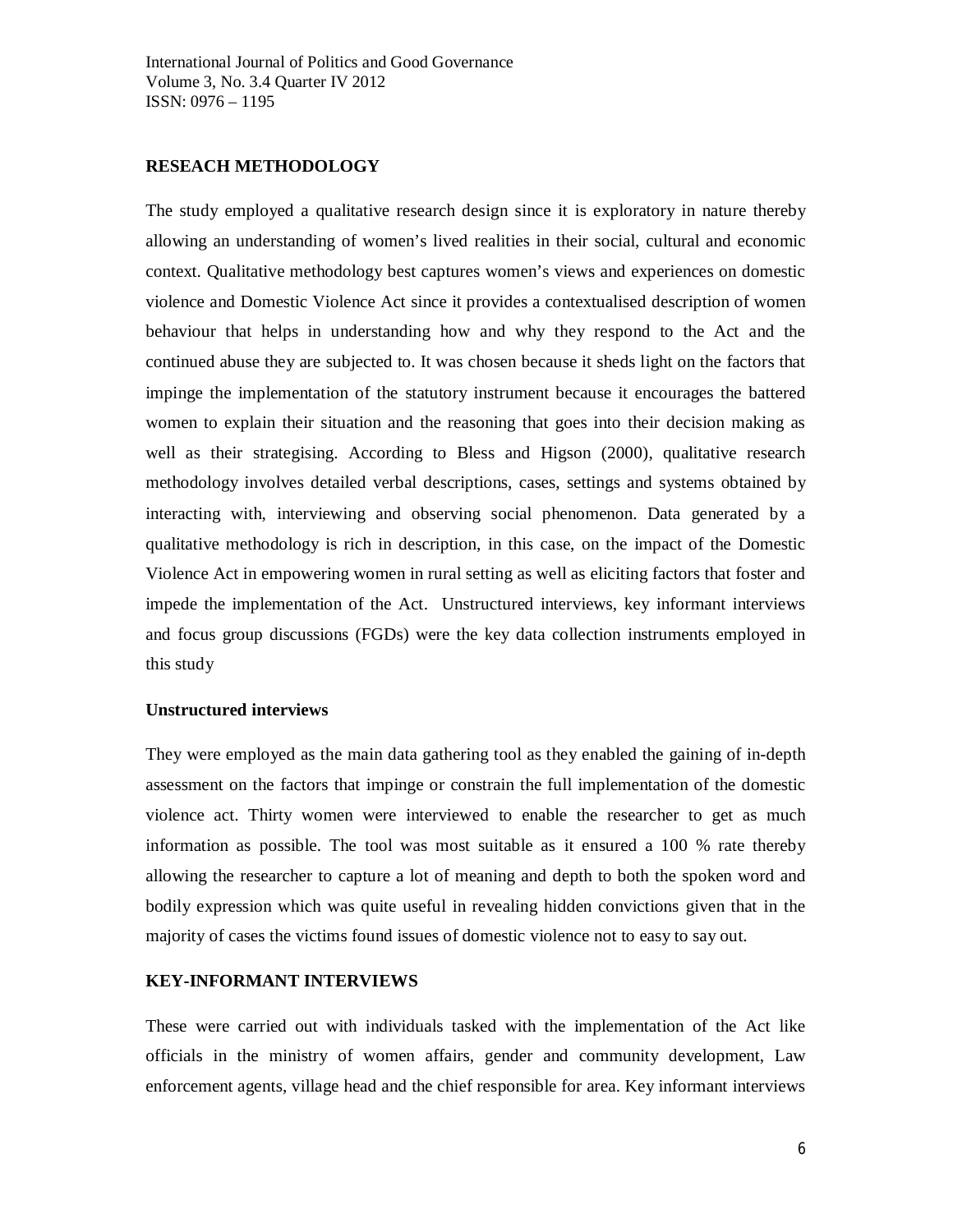## RESEACH METHODOLOGY

The study employed a qualitative research design since it is exploratory in nature thereby allowing an understanding of women's lived realities in their social, cultural and economic context. Qualitative methodology best captures women's views and experiences on domestic violence and Domestic Violence Act since it provides a contextualised description of women behaviour that helps in understanding how and why they respond to the Act and the continued abuse they are subjected to. It was chosen because it sheds light on the factors that impinge the implementation of the statutory instrument because it encourages the battered women to explain their situation and the reasoning that goes into their decision making as well as their strategising. According to Bless and Higson (2000), qualitative research methodology involves detailed verbal descriptions, cases, settings and systems obtained by interacting with, interviewing and observing social phenomenon. Data generated by a qualitative methodology is rich in description, in this case, on the impact of the Domestic Violence Act in empowering women in rural setting as well as eliciting factors that foster and impede the implementation of the Act. Unstructured interviews, key informant interviews and focus group discussions (FGDs) were the key data collection instruments employed in this study

### Unstructured interviews

They were employed as the main data gathering tool as they enabled the gaining of in-depth assessment on the factors that impinge or constrain the full implementation of the domestic violence act. Thirty women were interviewed to enable the researcher to get as much information as possible. The tool was most suitable as it ensured a 100 % rate thereby allowing the researcher to capture a lot of meaning and depth to both the spoken word and bodily expression which was quite useful in revealing hidden convictions given that in the majority of cases the victims found issues of domestic violence not to easy to say out.

### KEY-INFORMANT INTERVIEWS

These were carried out with individuals tasked with the implementation of the Act like officials in the ministry of women affairs, gender and community development, Law enforcement agents, village head and the chief responsible for area. Key informant interviews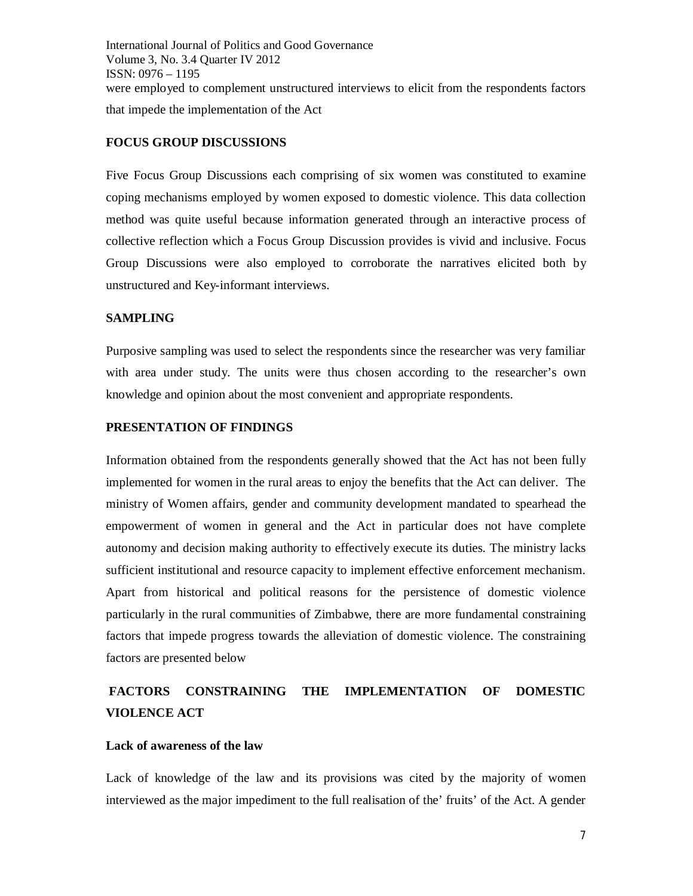were employed to complement unstructured interviews to elicit from the respondents factors that impede the implementation of the Act

## FOCUS GROUP DISCUSSIONS

Five Focus Group Discussions each comprising of six women was constituted to examine coping mechanisms employed by women exposed to domestic violence. This data collection method was quite useful because information generated through an interactive process of collective reflection which a Focus Group Discussion provides is vivid and inclusive. Focus Group Discussions were also employed to corroborate the narratives elicited both by unstructured and Key-informant interviews.

## SAMPLING

Purposive sampling was used to select the respondents since the researcher was very familiar with area under study. The units were thus chosen according to the researcher's own knowledge and opinion about the most convenient and appropriate respondents.

## PRESENTATION OF FINDINGS

Information obtained from the respondents generally showed that the Act has not been fully implemented for women in the rural areas to enjoy the benefits that the Act can deliver. The ministry of Women affairs, gender and community development mandated to spearhead the empowerment of women in general and the Act in particular does not have complete autonomy and decision making authority to effectively execute its duties. The ministry lacks sufficient institutional and resource capacity to implement effective enforcement mechanism. Apart from historical and political reasons for the persistence of domestic violence particularly in the rural communities of Zimbabwe, there are more fundamental constraining factors that impede progress towards the alleviation of domestic violence. The constraining factors are presented below

## FACTORS CONSTRAINING THE IMPLEMENTATION OF DOMESTIC VIOLENCE ACT

### Lack of awareness of the law

Lack of knowledge of the law and its provisions was cited by the majority of women interviewed as the major impediment to the full realisation of the' fruits' of the Act. A gender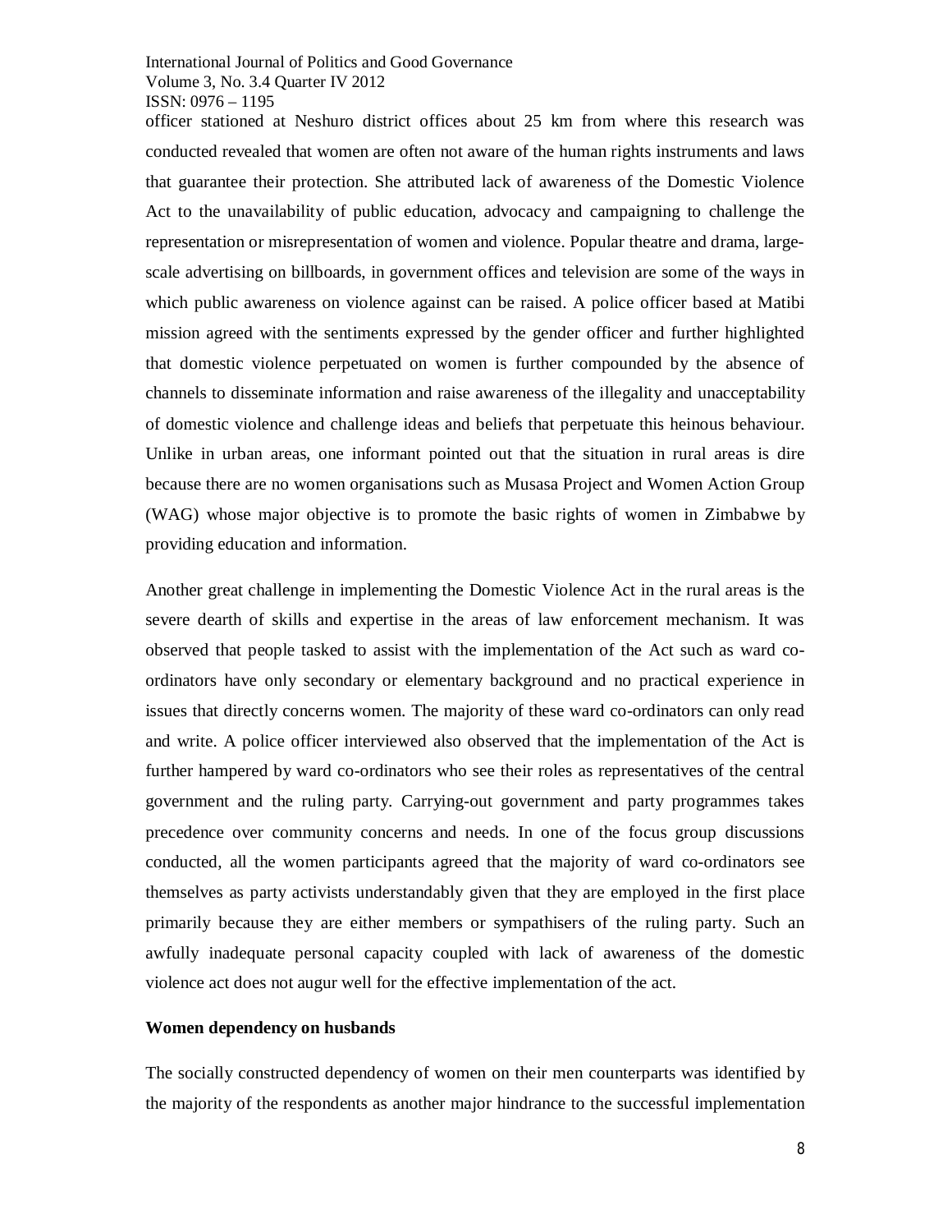officer stationed at Neshuro district offices about 25 km from where this research was conducted revealed that women are often not aware of the human rights instruments and laws that guarantee their protection. She attributed lack of awareness of the Domestic Violence Act to the unavailability of public education, advocacy and campaigning to challenge the representation or misrepresentation of women and violence. Popular theatre and drama, large-scale advertising on billboards, in government offices and television are some of the ways in which public awareness on violence against can be raised. A police officer based at Matibi mission agreed with the sentiments expressed by the gender officer and further highlighted that domestic violence perpetuated on women is further compounded by the absence of channels to disseminate information and raise awareness of the illegality and unacceptability of domestic violence and challenge ideas and beliefs that perpetuate this heinous behaviour. Unlike in urban areas, one informant pointed out that the situation in rural areas is dire because there are no women organisations such as Musasa Project and Women Action Group (WAG) whose major objective is to promote the basic rights of women in Zimbabwe by providing education and information.

Another great challenge in implementing the Domestic Violence Act in the rural areas is the severe dearth of skills and expertise in the areas of law enforcement mechanism. It was observed that people tasked to assist with the implementation of the Act such as ward co-ordinators have only secondary or elementary background and no practical experience in issues that directly concerns women. The majority of these ward co-ordinators can only read and write. A police officer interviewed also observed that the implementation of the Act is further hampered by ward co-ordinators who see their roles as representatives of the central government and the ruling party. Carrying-out government and party programmes takes precedence over community concerns and needs. In one of the focus group discussions conducted, all the women participants agreed that the majority of ward co-ordinators see themselves as party activists understandably given that they are employed in the first place primarily because they are either members or sympathisers of the ruling party. Such an awfully inadequate personal capacity coupled with lack of awareness of the domestic violence act does not augur well for the effective implementation of the act.

**Women dependency on husbands**

The socially constructed dependency of women on their men counterparts was identified by the majority of the respondents as another major hindrance to the successful implementation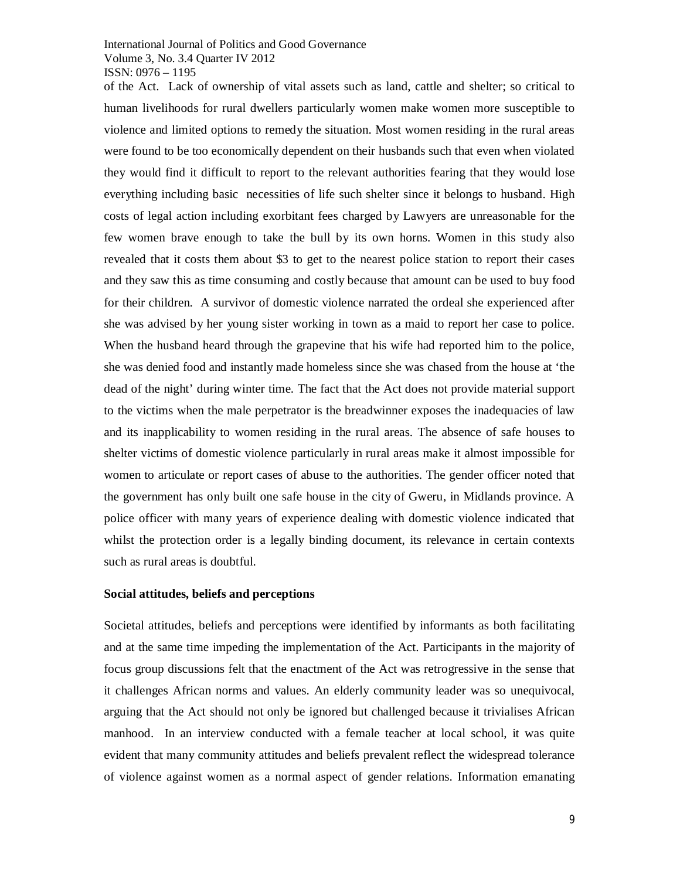of the Act. Lack of ownership of vital assets such as land, cattle and shelter; so critical to human livelihoods for rural dwellers particularly women make women more susceptible to violence and limited options to remedy the situation. Most women residing in the rural areas were found to be too economically dependent on their husbands such that even when violated they would find it difficult to report to the relevant authorities fearing that they would lose everything including basic necessities of life such shelter since it belongs to husband. High costs of legal action including exorbitant fees charged by Lawyers are unreasonable for the few women brave enough to take the bull by its own horns. Women in this study also revealed that it costs them about $3 to get to the nearest police station to report their cases and they saw this as time consuming and costly because that amount can be used to buy food for their children. A survivor of domestic violence narrated the ordeal she experienced after she was advised by her young sister working in town as a maid to report her case to police. When the husband heard through the grapevine that his wife had reported him to the police, she was denied food and instantly made homeless since she was chased from the house at 'the dead of the night' during winter time. The fact that the Act does not provide material support to the victims when the male perpetrator is the breadwinner exposes the inadequacies of law and its inapplicability to women residing in the rural areas. The absence of safe houses to shelter victims of domestic violence particularly in rural areas make it almost impossible for women to articulate or report cases of abuse to the authorities. The gender officer noted that the government has only built one safe house in the city of Gweru, in Midlands province. A police officer with many years of experience dealing with domestic violence indicated that whilst the protection order is a legally binding document, its relevance in certain contexts such as rural areas is doubtful.

**Social attitudes, beliefs and perceptions**

Societal attitudes, beliefs and perceptions were identified by informants as both facilitating and at the same time impeding the implementation of the Act. Participants in the majority of focus group discussions felt that the enactment of the Act was retrogressive in the sense that it challenges African norms and values. An elderly community leader was so unequivocal, arguing that the Act should not only be ignored but challenged because it trivialises African manhood. In an interview conducted with a female teacher at local school, it was quite evident that many community attitudes and beliefs prevalent reflect the widespread tolerance of violence against women as a normal aspect of gender relations. Information emanating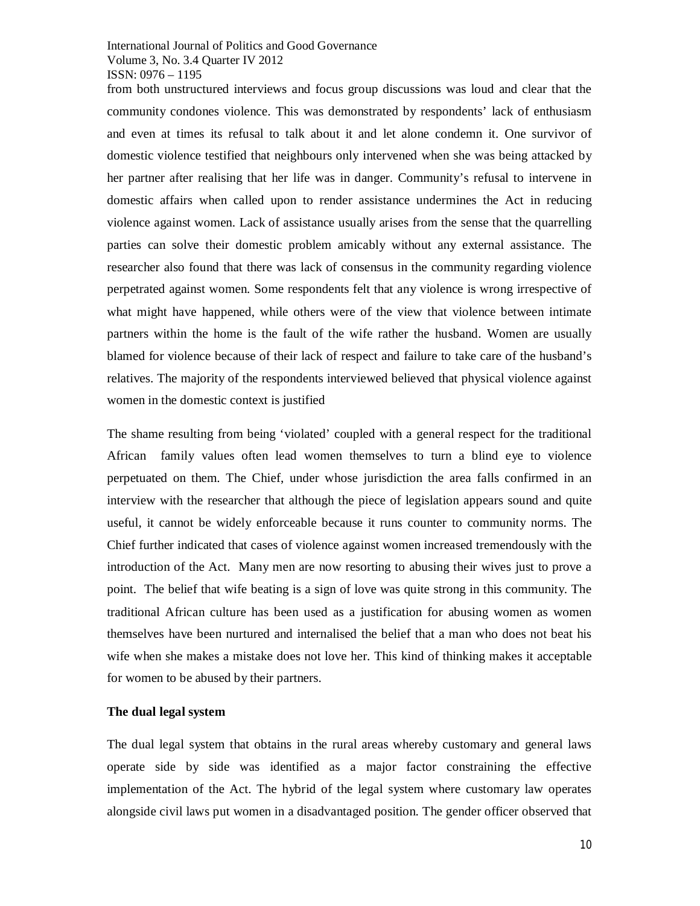from both unstructured interviews and focus group discussions was loud and clear that the community condones violence. This was demonstrated by respondents' lack of enthusiasm and even at times its refusal to talk about it and let alone condemn it. One survivor of domestic violence testified that neighbours only intervened when she was being attacked by her partner after realising that her life was in danger. Community's refusal to intervene in domestic affairs when called upon to render assistance undermines the Act in reducing violence against women. Lack of assistance usually arises from the sense that the quarrelling parties can solve their domestic problem amicably without any external assistance. The researcher also found that there was lack of consensus in the community regarding violence perpetrated against women. Some respondents felt that any violence is wrong irrespective of what might have happened, while others were of the view that violence between intimate partners within the home is the fault of the wife rather the husband. Women are usually blamed for violence because of their lack of respect and failure to take care of the husband's relatives. The majority of the respondents interviewed believed that physical violence against women in the domestic context is justified

The shame resulting from being 'violated' coupled with a general respect for the traditional African family values often lead women themselves to turn a blind eye to violence perpetuated on them. The Chief, under whose jurisdiction the area falls confirmed in an interview with the researcher that although the piece of legislation appears sound and quite useful, it cannot be widely enforceable because it runs counter to community norms. The Chief further indicated that cases of violence against women increased tremendously with the introduction of the Act. Many men are now resorting to abusing their wives just to prove a point. The belief that wife beating is a sign of love was quite strong in this community. The traditional African culture has been used as a justification for abusing women as women themselves have been nurtured and internalised the belief that a man who does not beat his wife when she makes a mistake does not love her. This kind of thinking makes it acceptable for women to be abused by their partners.

**The dual legal system**

The dual legal system that obtains in the rural areas whereby customary and general laws operate side by side was identified as a major factor constraining the effective implementation of the Act. The hybrid of the legal system where customary law operates alongside civil laws put women in a disadvantaged position. The gender officer observed that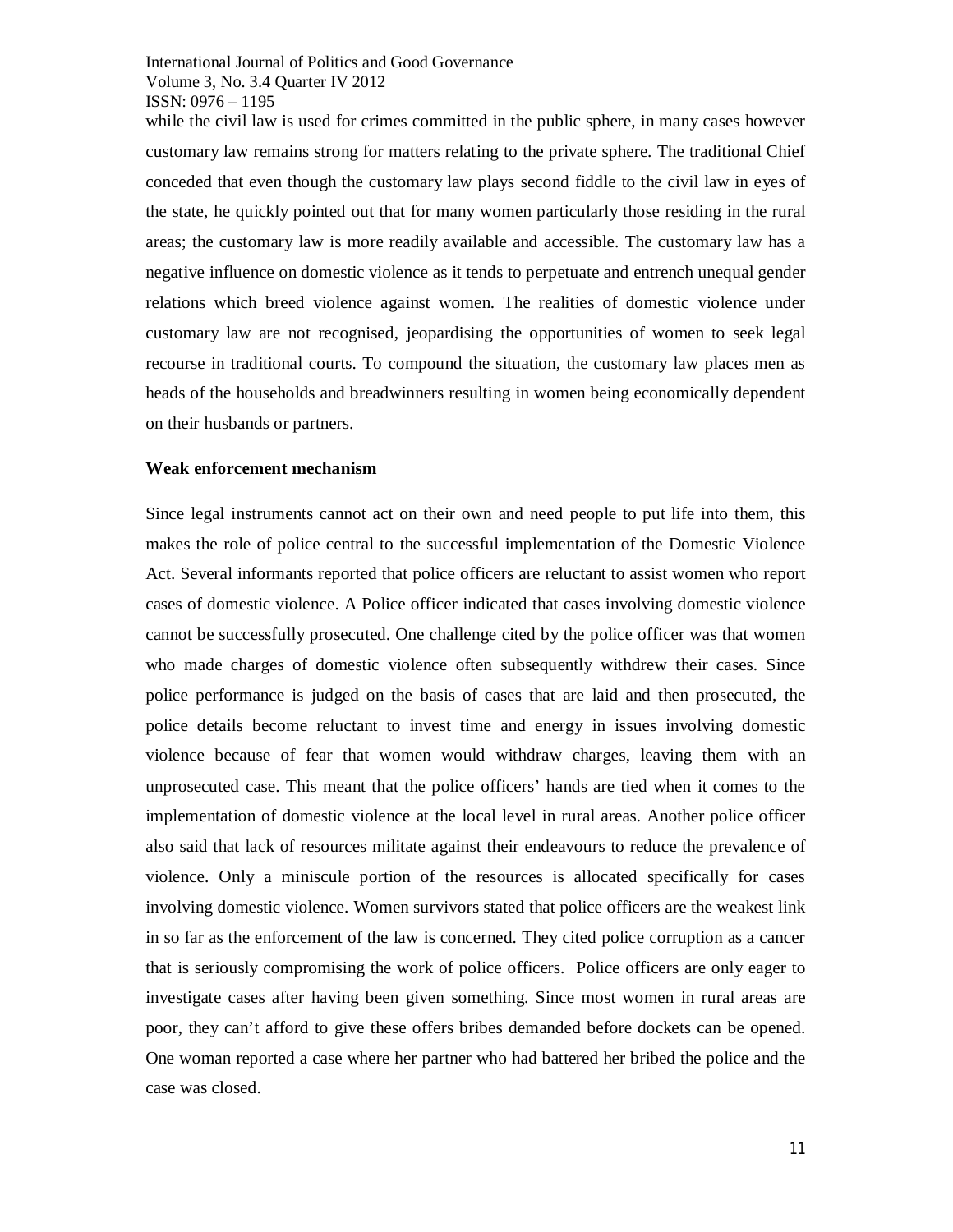while the civil law is used for crimes committed in the public sphere, in many cases however customary law remains strong for matters relating to the private sphere. The traditional Chief conceded that even though the customary law plays second fiddle to the civil law in eyes of the state, he quickly pointed out that for many women particularly those residing in the rural areas; the customary law is more readily available and accessible. The customary law has a negative influence on domestic violence as it tends to perpetuate and entrench unequal gender relations which breed violence against women. The realities of domestic violence under customary law are not recognised, jeopardising the opportunities of women to seek legal recourse in traditional courts. To compound the situation, the customary law places men as heads of the households and breadwinners resulting in women being economically dependent on their husbands or partners.

**Weak enforcement mechanism**

Since legal instruments cannot act on their own and need people to put life into them, this makes the role of police central to the successful implementation of the Domestic Violence Act. Several informants reported that police officers are reluctant to assist women who report cases of domestic violence. A Police officer indicated that cases involving domestic violence cannot be successfully prosecuted. One challenge cited by the police officer was that women who made charges of domestic violence often subsequently withdrew their cases. Since police performance is judged on the basis of cases that are laid and then prosecuted, the police details become reluctant to invest time and energy in issues involving domestic violence because of fear that women would withdraw charges, leaving them with an unprosecuted case. This meant that the police officers' hands are tied when it comes to the implementation of domestic violence at the local level in rural areas. Another police officer also said that lack of resources militate against their endeavours to reduce the prevalence of violence. Only a miniscule portion of the resources is allocated specifically for cases involving domestic violence. Women survivors stated that police officers are the weakest link in so far as the enforcement of the law is concerned. They cited police corruption as a cancer that is seriously compromising the work of police officers. Police officers are only eager to investigate cases after having been given something. Since most women in rural areas are poor, they can't afford to give these offers bribes demanded before dockets can be opened. One woman reported a case where her partner who had battered her bribed the police and the case was closed.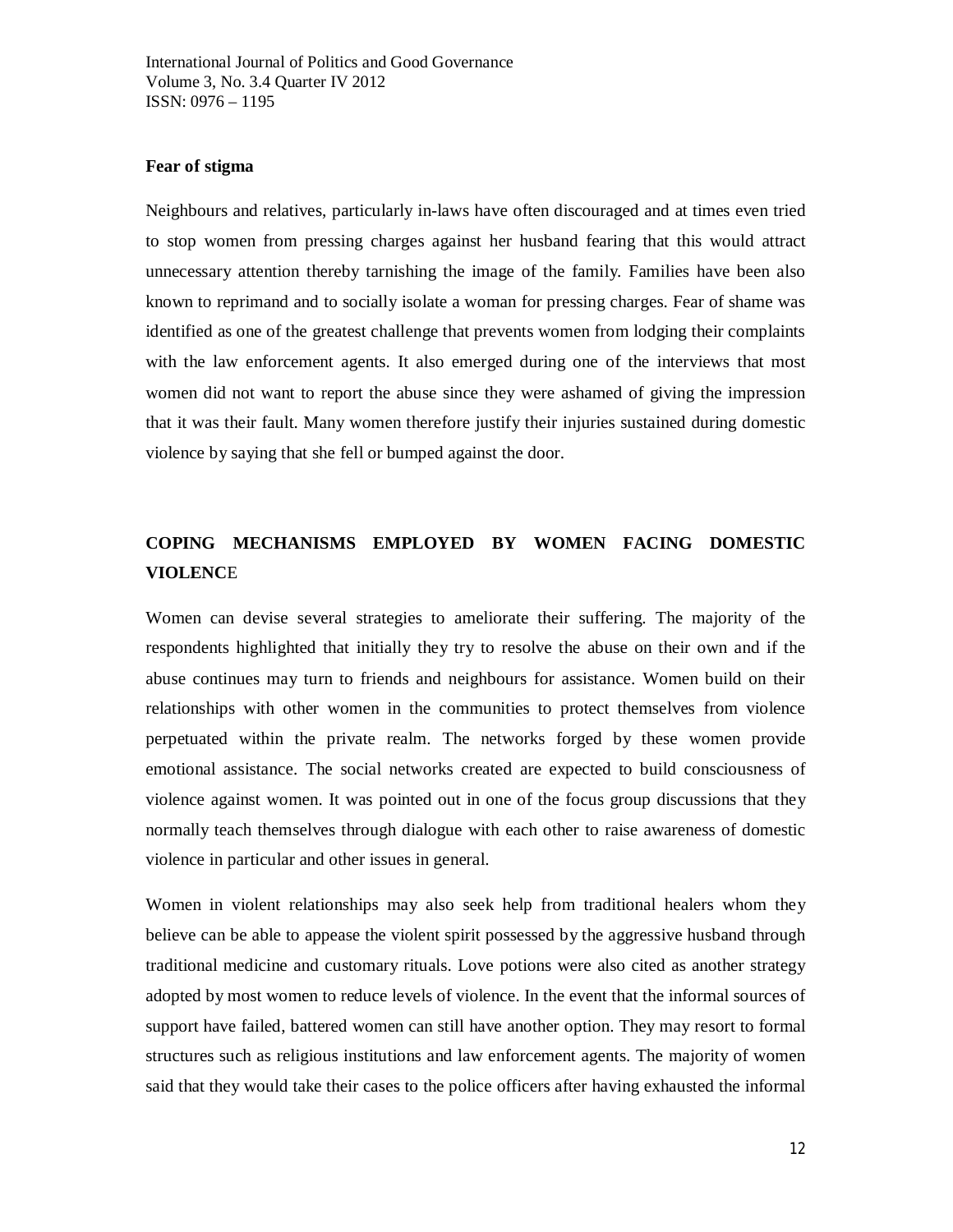### Fear of stigma

Neighbours and relatives, particularly in-laws have often discouraged and at times even tried to stop women from pressing charges against her husband fearing that this would attract unnecessary attention thereby tarnishing the image of the family. Families have been also known to reprimand and to socially isolate a woman for pressing charges. Fear of shame was identified as one of the greatest challenge that prevents women from lodging their complaints with the law enforcement agents. It also emerged during one of the interviews that most women did not want to report the abuse since they were ashamed of giving the impression that it was their fault. Many women therefore justify their injuries sustained during domestic violence by saying that she fell or bumped against the door.

## COPING MECHANISMS EMPLOYED BY WOMEN FACING DOMESTIC VIOLENCE

Women can devise several strategies to ameliorate their suffering. The majority of the respondents highlighted that initially they try to resolve the abuse on their own and if the abuse continues may turn to friends and neighbours for assistance. Women build on their relationships with other women in the communities to protect themselves from violence perpetuated within the private realm. The networks forged by these women provide emotional assistance. The social networks created are expected to build consciousness of violence against women. It was pointed out in one of the focus group discussions that they normally teach themselves through dialogue with each other to raise awareness of domestic violence in particular and other issues in general.

Women in violent relationships may also seek help from traditional healers whom they believe can be able to appease the violent spirit possessed by the aggressive husband through traditional medicine and customary rituals. Love potions were also cited as another strategy adopted by most women to reduce levels of violence. In the event that the informal sources of support have failed, battered women can still have another option. They may resort to formal structures such as religious institutions and law enforcement agents. The majority of women said that they would take their cases to the police officers after having exhausted the informal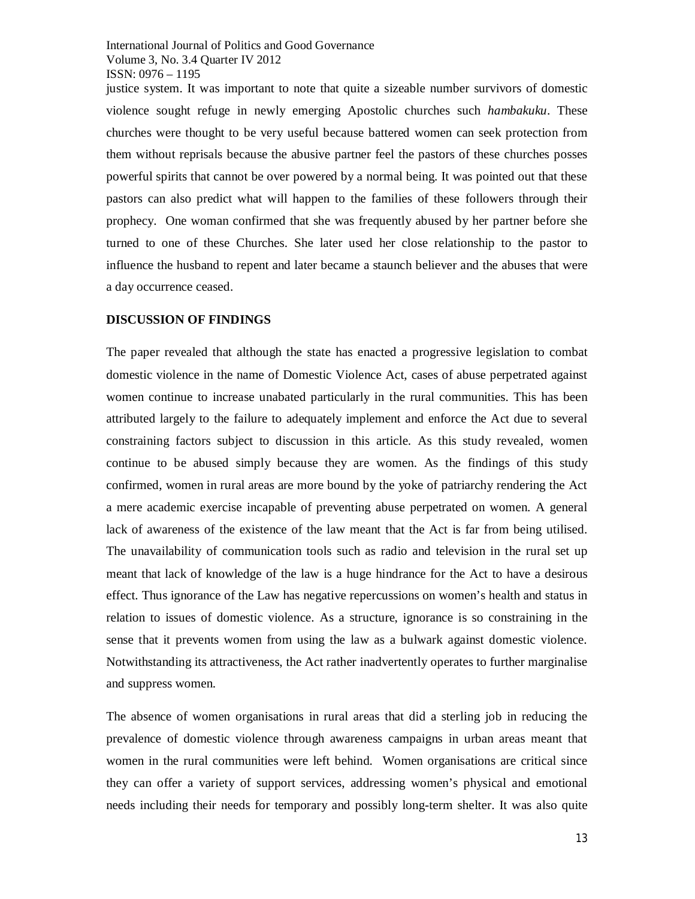justice system. It was important to note that quite a sizeable number survivors of domestic violence sought refuge in newly emerging Apostolic churches such *hambakuku*. These churches were thought to be very useful because battered women can seek protection from them without reprisals because the abusive partner feel the pastors of these churches posses powerful spirits that cannot be over powered by a normal being. It was pointed out that these pastors can also predict what will happen to the families of these followers through their prophecy. One woman confirmed that she was frequently abused by her partner before she turned to one of these Churches. She later used her close relationship to the pastor to influence the husband to repent and later became a staunch believer and the abuses that were a day occurrence ceased.

**DISCUSSION OF FINDINGS**

The paper revealed that although the state has enacted a progressive legislation to combat domestic violence in the name of Domestic Violence Act, cases of abuse perpetrated against women continue to increase unabated particularly in the rural communities. This has been attributed largely to the failure to adequately implement and enforce the Act due to several constraining factors subject to discussion in this article. As this study revealed, women continue to be abused simply because they are women. As the findings of this study confirmed, women in rural areas are more bound by the yoke of patriarchy rendering the Act a mere academic exercise incapable of preventing abuse perpetrated on women. A general lack of awareness of the existence of the law meant that the Act is far from being utilised. The unavailability of communication tools such as radio and television in the rural set up meant that lack of knowledge of the law is a huge hindrance for the Act to have a desirous effect. Thus ignorance of the Law has negative repercussions on women's health and status in relation to issues of domestic violence. As a structure, ignorance is so constraining in the sense that it prevents women from using the law as a bulwark against domestic violence. Notwithstanding its attractiveness, the Act rather inadvertently operates to further marginalise and suppress women.

The absence of women organisations in rural areas that did a sterling job in reducing the prevalence of domestic violence through awareness campaigns in urban areas meant that women in the rural communities were left behind. Women organisations are critical since they can offer a variety of support services, addressing women's physical and emotional needs including their needs for temporary and possibly long-term shelter. It was also quite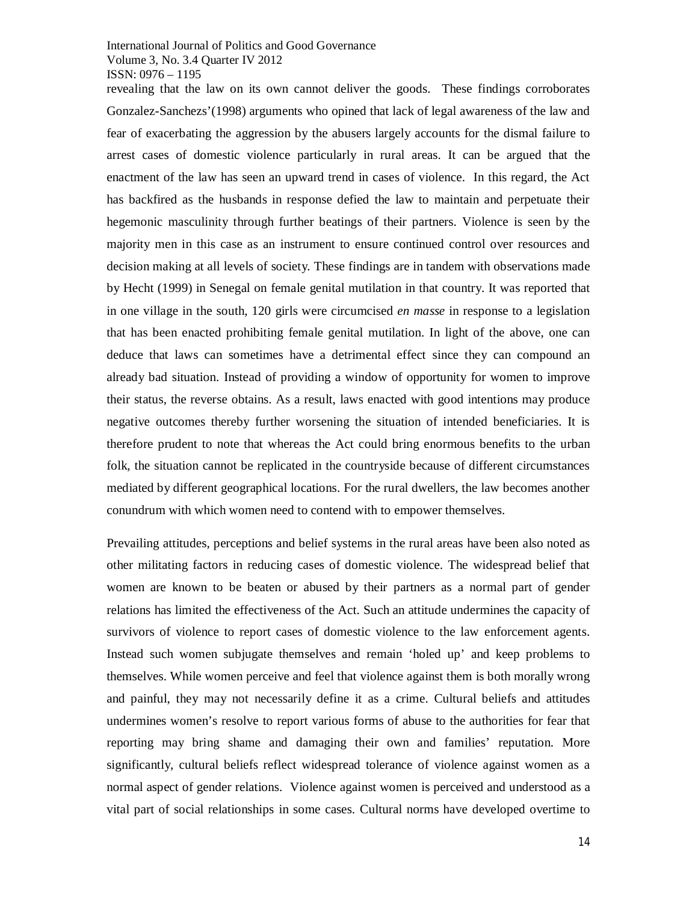revealing that the law on its own cannot deliver the goods. These findings corroborates Gonzalez-Sanchezs'(1998) arguments who opined that lack of legal awareness of the law and fear of exacerbating the aggression by the abusers largely accounts for the dismal failure to arrest cases of domestic violence particularly in rural areas. It can be argued that the enactment of the law has seen an upward trend in cases of violence. In this regard, the Act has backfired as the husbands in response defied the law to maintain and perpetuate their hegemonic masculinity through further beatings of their partners. Violence is seen by the majority men in this case as an instrument to ensure continued control over resources and decision making at all levels of society. These findings are in tandem with observations made by Hecht (1999) in Senegal on female genital mutilation in that country. It was reported that in one village in the south, 120 girls were circumcised *en masse* in response to a legislation that has been enacted prohibiting female genital mutilation. In light of the above, one can deduce that laws can sometimes have a detrimental effect since they can compound an already bad situation. Instead of providing a window of opportunity for women to improve their status, the reverse obtains. As a result, laws enacted with good intentions may produce negative outcomes thereby further worsening the situation of intended beneficiaries. It is therefore prudent to note that whereas the Act could bring enormous benefits to the urban folk, the situation cannot be replicated in the countryside because of different circumstances mediated by different geographical locations. For the rural dwellers, the law becomes another conundrum with which women need to contend with to empower themselves.

Prevailing attitudes, perceptions and belief systems in the rural areas have been also noted as other militating factors in reducing cases of domestic violence. The widespread belief that women are known to be beaten or abused by their partners as a normal part of gender relations has limited the effectiveness of the Act. Such an attitude undermines the capacity of survivors of violence to report cases of domestic violence to the law enforcement agents. Instead such women subjugate themselves and remain 'holed up' and keep problems to themselves. While women perceive and feel that violence against them is both morally wrong and painful, they may not necessarily define it as a crime. Cultural beliefs and attitudes undermines women's resolve to report various forms of abuse to the authorities for fear that reporting may bring shame and damaging their own and families' reputation. More significantly, cultural beliefs reflect widespread tolerance of violence against women as a normal aspect of gender relations. Violence against women is perceived and understood as a vital part of social relationships in some cases. Cultural norms have developed overtime to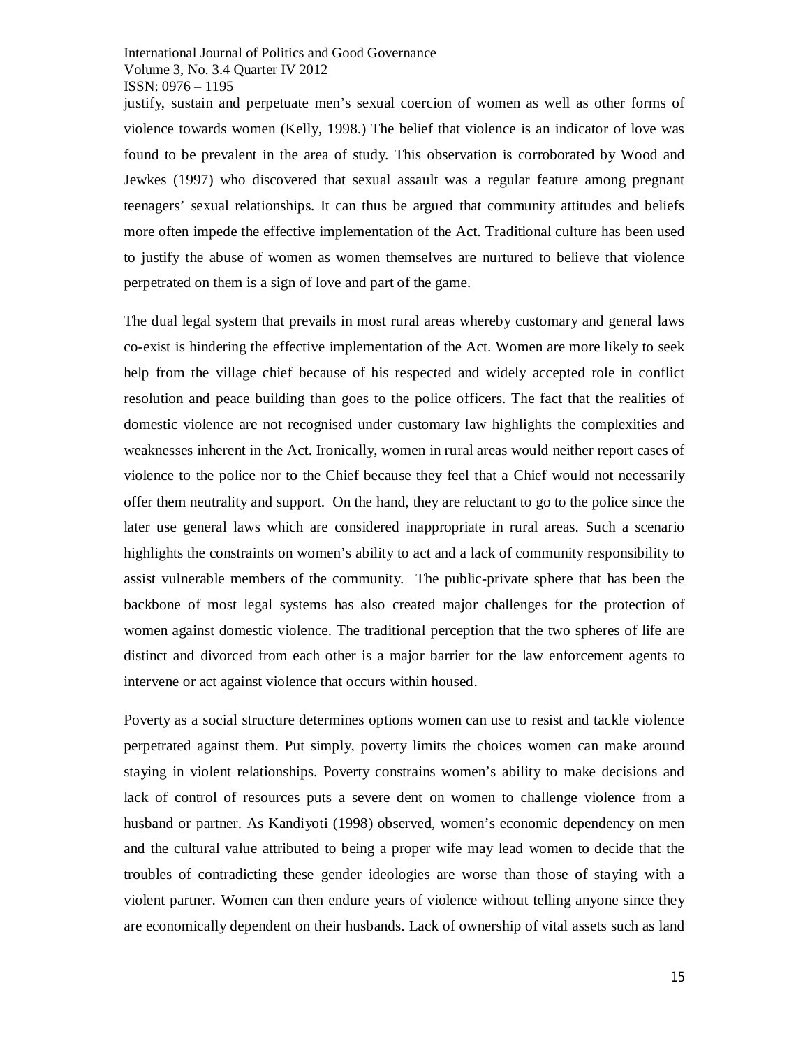justify, sustain and perpetuate men's sexual coercion of women as well as other forms of violence towards women (Kelly, 1998.) The belief that violence is an indicator of love was found to be prevalent in the area of study. This observation is corroborated by Wood and Jewkes (1997) who discovered that sexual assault was a regular feature among pregnant teenagers' sexual relationships. It can thus be argued that community attitudes and beliefs more often impede the effective implementation of the Act. Traditional culture has been used to justify the abuse of women as women themselves are nurtured to believe that violence perpetrated on them is a sign of love and part of the game.

The dual legal system that prevails in most rural areas whereby customary and general laws co-exist is hindering the effective implementation of the Act. Women are more likely to seek help from the village chief because of his respected and widely accepted role in conflict resolution and peace building than goes to the police officers. The fact that the realities of domestic violence are not recognised under customary law highlights the complexities and weaknesses inherent in the Act. Ironically, women in rural areas would neither report cases of violence to the police nor to the Chief because they feel that a Chief would not necessarily offer them neutrality and support. On the hand, they are reluctant to go to the police since the later use general laws which are considered inappropriate in rural areas. Such a scenario highlights the constraints on women's ability to act and a lack of community responsibility to assist vulnerable members of the community. The public-private sphere that has been the backbone of most legal systems has also created major challenges for the protection of women against domestic violence. The traditional perception that the two spheres of life are distinct and divorced from each other is a major barrier for the law enforcement agents to intervene or act against violence that occurs within housed.

Poverty as a social structure determines options women can use to resist and tackle violence perpetrated against them. Put simply, poverty limits the choices women can make around staying in violent relationships. Poverty constrains women's ability to make decisions and lack of control of resources puts a severe dent on women to challenge violence from a husband or partner. As Kandiyoti (1998) observed, women's economic dependency on men and the cultural value attributed to being a proper wife may lead women to decide that the troubles of contradicting these gender ideologies are worse than those of staying with a violent partner. Women can then endure years of violence without telling anyone since they are economically dependent on their husbands. Lack of ownership of vital assets such as land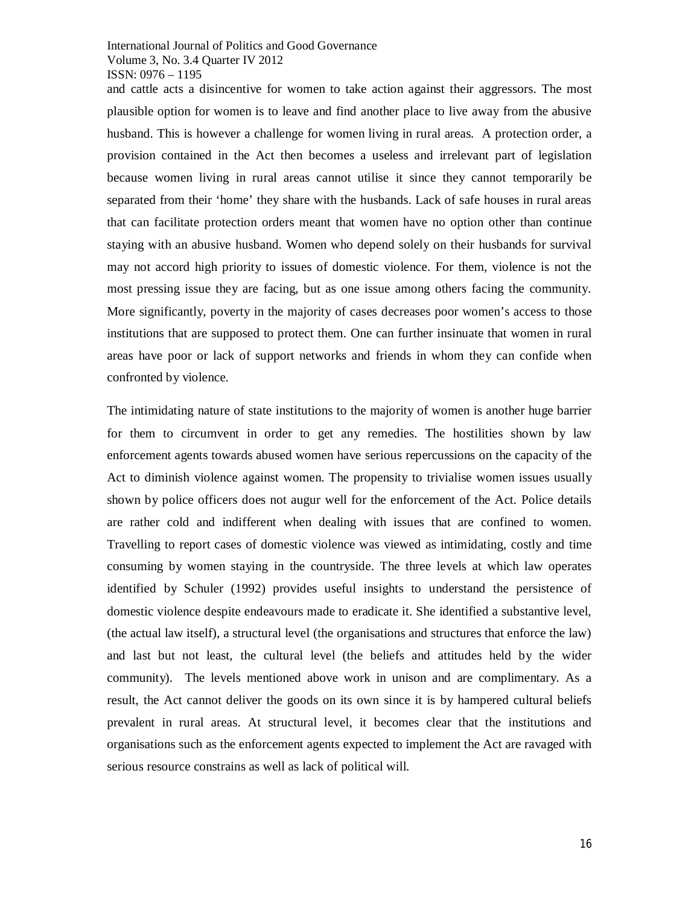and cattle acts a disincentive for women to take action against their aggressors. The most plausible option for women is to leave and find another place to live away from the abusive husband. This is however a challenge for women living in rural areas. A protection order, a provision contained in the Act then becomes a useless and irrelevant part of legislation because women living in rural areas cannot utilise it since they cannot temporarily be separated from their 'home' they share with the husbands. Lack of safe houses in rural areas that can facilitate protection orders meant that women have no option other than continue staying with an abusive husband. Women who depend solely on their husbands for survival may not accord high priority to issues of domestic violence. For them, violence is not the most pressing issue they are facing, but as one issue among others facing the community. More significantly, poverty in the majority of cases decreases poor women's access to those institutions that are supposed to protect them. One can further insinuate that women in rural areas have poor or lack of support networks and friends in whom they can confide when confronted by violence.

The intimidating nature of state institutions to the majority of women is another huge barrier for them to circumvent in order to get any remedies. The hostilities shown by law enforcement agents towards abused women have serious repercussions on the capacity of the Act to diminish violence against women. The propensity to trivialise women issues usually shown by police officers does not augur well for the enforcement of the Act. Police details are rather cold and indifferent when dealing with issues that are confined to women. Travelling to report cases of domestic violence was viewed as intimidating, costly and time consuming by women staying in the countryside. The three levels at which law operates identified by Schuler (1992) provides useful insights to understand the persistence of domestic violence despite endeavours made to eradicate it. She identified a substantive level, (the actual law itself), a structural level (the organisations and structures that enforce the law) and last but not least, the cultural level (the beliefs and attitudes held by the wider community). The levels mentioned above work in unison and are complimentary. As a result, the Act cannot deliver the goods on its own since it is by hampered cultural beliefs prevalent in rural areas. At structural level, it becomes clear that the institutions and organisations such as the enforcement agents expected to implement the Act are ravaged with serious resource constrains as well as lack of political will.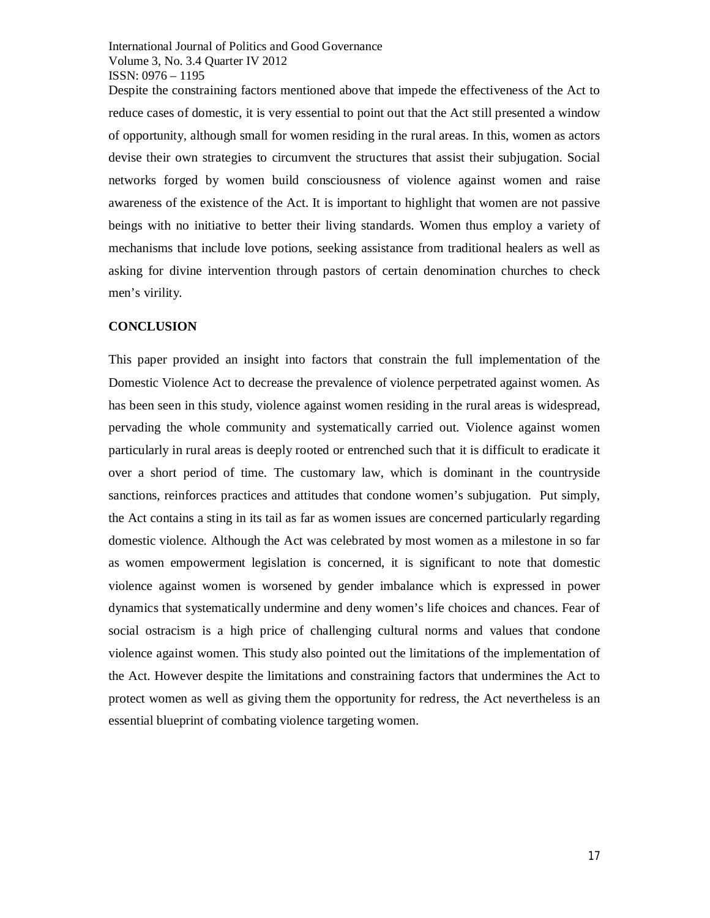Despite the constraining factors mentioned above that impede the effectiveness of the Act to reduce cases of domestic, it is very essential to point out that the Act still presented a window of opportunity, although small for women residing in the rural areas. In this, women as actors devise their own strategies to circumvent the structures that assist their subjugation. Social networks forged by women build consciousness of violence against women and raise awareness of the existence of the Act. It is important to highlight that women are not passive beings with no initiative to better their living standards. Women thus employ a variety of mechanisms that include love potions, seeking assistance from traditional healers as well as asking for divine intervention through pastors of certain denomination churches to check men's virility.

## CONCLUSION

This paper provided an insight into factors that constrain the full implementation of the Domestic Violence Act to decrease the prevalence of violence perpetrated against women. As has been seen in this study, violence against women residing in the rural areas is widespread, pervading the whole community and systematically carried out. Violence against women particularly in rural areas is deeply rooted or entrenched such that it is difficult to eradicate it over a short period of time. The customary law, which is dominant in the countryside sanctions, reinforces practices and attitudes that condone women's subjugation. Put simply, the Act contains a sting in its tail as far as women issues are concerned particularly regarding domestic violence. Although the Act was celebrated by most women as a milestone in so far as women empowerment legislation is concerned, it is significant to note that domestic violence against women is worsened by gender imbalance which is expressed in power dynamics that systematically undermine and deny women's life choices and chances. Fear of social ostracism is a high price of challenging cultural norms and values that condone violence against women. This study also pointed out the limitations of the implementation of the Act. However despite the limitations and constraining factors that undermines the Act to protect women as well as giving them the opportunity for redress, the Act nevertheless is an essential blueprint of combating violence targeting women.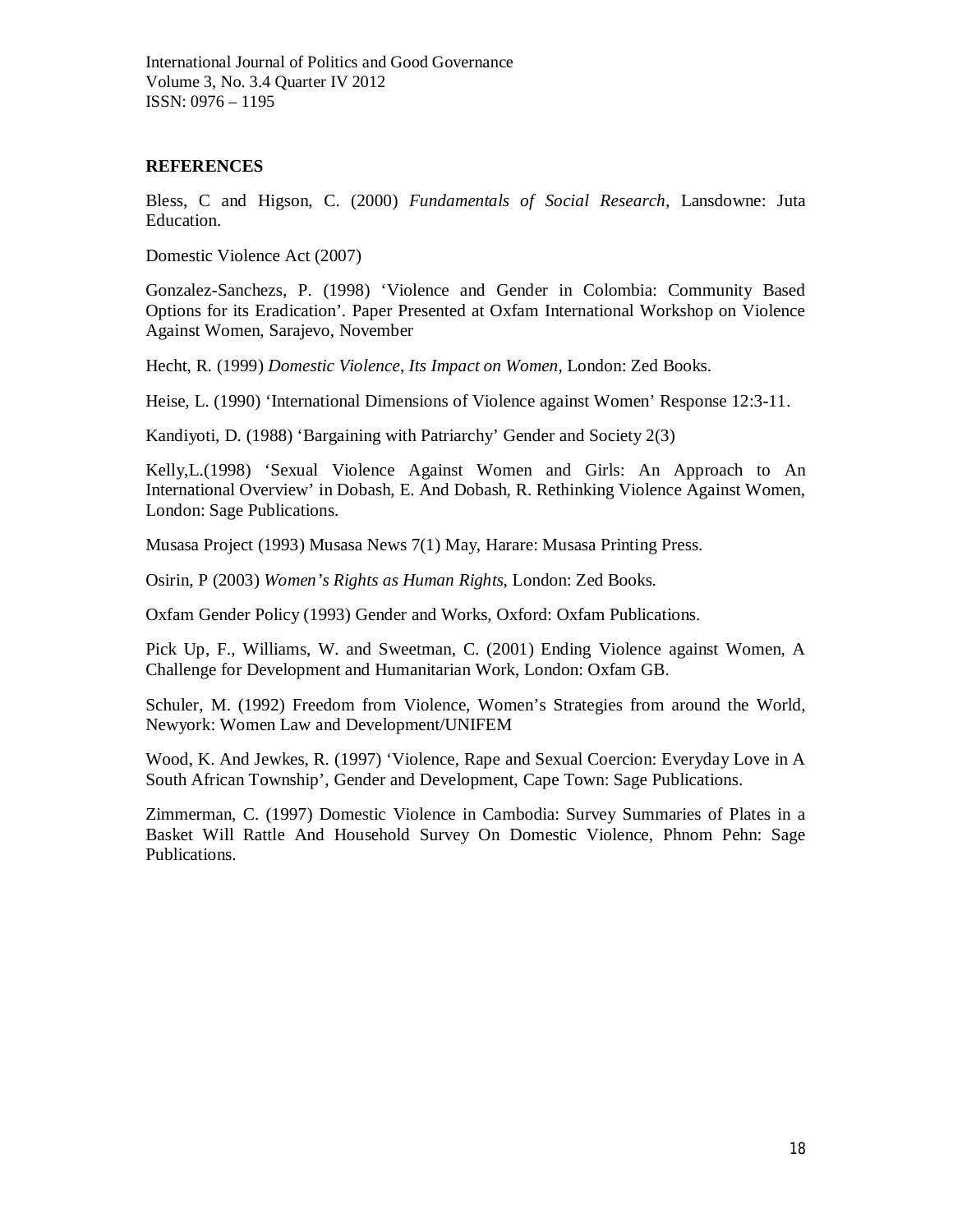## REFERENCES

Bless, C and Higson, C. (2000) *Fundamentals of Social Research*, Lansdowne: Juta Education.

Domestic Violence Act (2007)

Gonzalez-Sanchezs, P. (1998) 'Violence and Gender in Colombia: Community Based Options for its Eradication'. Paper Presented at Oxfam International Workshop on Violence Against Women, Sarajevo, November

Hecht, R. (1999) *Domestic Violence, Its Impact on Women*, London: Zed Books.

Heise, L. (1990) 'International Dimensions of Violence against Women' Response 12:3-11.

Kandiyoti, D. (1988) 'Bargaining with Patriarchy' Gender and Society 2(3)

Kelly,L.(1998) 'Sexual Violence Against Women and Girls: An Approach to An International Overview' in Dobash, E. And Dobash, R. Rethinking Violence Against Women, London: Sage Publications.

Musasa Project (1993) Musasa News 7(1) May, Harare: Musasa Printing Press.

Osirin, P (2003) *Women's Rights as Human Rights*, London: Zed Books.

Oxfam Gender Policy (1993) Gender and Works, Oxford: Oxfam Publications.

Pick Up, F., Williams, W. and Sweetman, C. (2001) Ending Violence against Women, A Challenge for Development and Humanitarian Work, London: Oxfam GB.

Schuler, M. (1992) Freedom from Violence, Women's Strategies from around the World, Newyork: Women Law and Development/UNIFEM

Wood, K. And Jewkes, R. (1997) 'Violence, Rape and Sexual Coercion: Everyday Love in A South African Township', Gender and Development, Cape Town: Sage Publications.

Zimmerman, C. (1997) Domestic Violence in Cambodia: Survey Summaries of Plates in a Basket Will Rattle And Household Survey On Domestic Violence, Phnom Pehn: Sage Publications.